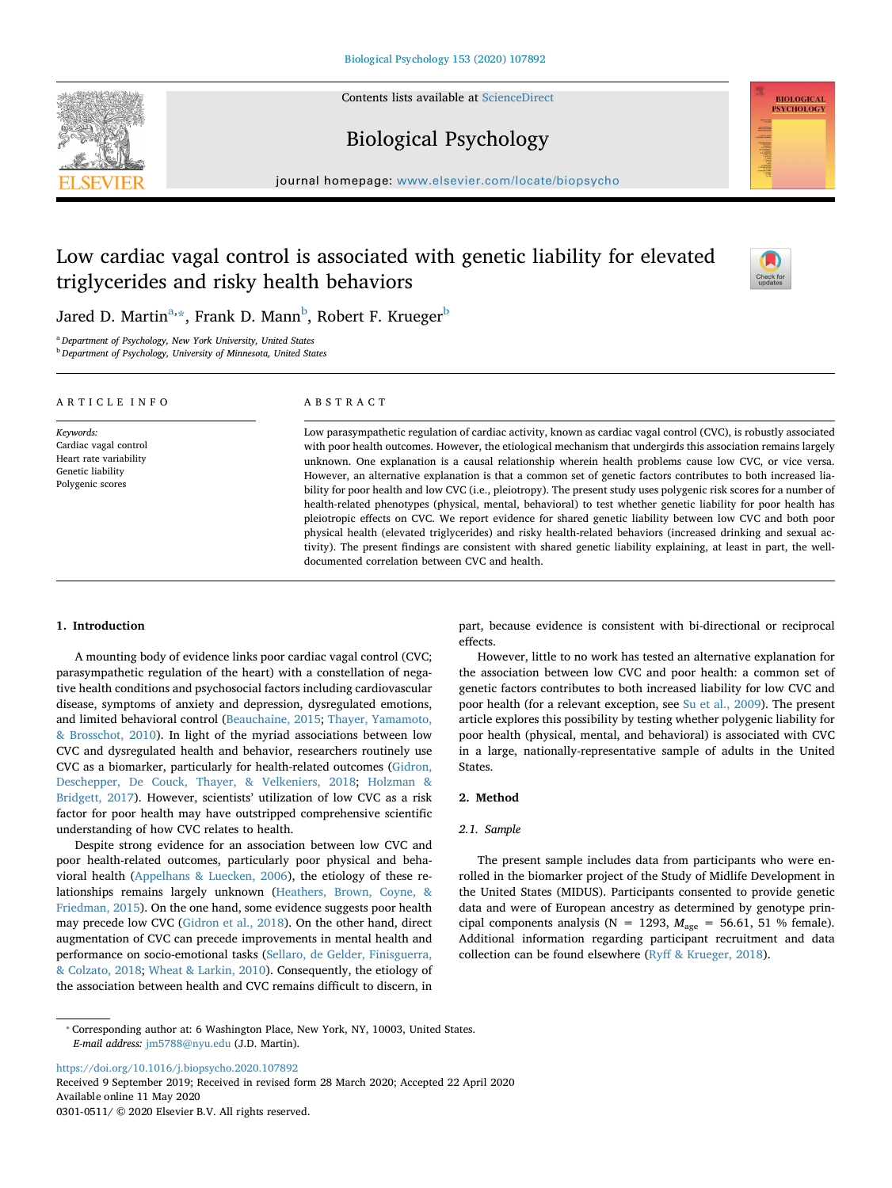# Low cardiac vagal control is associated with genetic liability for elevated triglycerides and risky health behaviors

Jared D. Martin[a,*], Frank D. Mann[b], Robert F. Krueger[b]

[a] Department of Psychology, New York University, United States
[b] Department of Psychology, University of Minnesota, United States

**ARTICLE INFO**

*Keywords:*
Cardiac vagal control
Heart rate variability
Genetic liability
Polygenic scores

**ABSTRACT**

Low parasympathetic regulation of cardiac activity, known as cardiac vagal control (CVC), is robustly associated with poor health outcomes. However, the etiological mechanism that undergirds this association remains largely unknown. One explanation is a causal relationship wherein health problems cause low CVC, or vice versa. However, an alternative explanation is that a common set of genetic factors contributes to both increased liability for poor health and low CVC (i.e., pleiotropy). The present study uses polygenic risk scores for a number of health-related phenotypes (physical, mental, behavioral) to test whether genetic liability for poor health has pleiotropic effects on CVC. We report evidence for shared genetic liability between low CVC and both poor physical health (elevated triglycerides) and risky health-related behaviors (increased drinking and sexual activity). The present findings are consistent with shared genetic liability explaining, at least in part, the well-documented correlation between CVC and health.

## 1. Introduction

A mounting body of evidence links poor cardiac vagal control (CVC; parasympathetic regulation of the heart) with a constellation of negative health conditions and psychosocial factors including cardiovascular disease, symptoms of anxiety and depression, dysregulated emotions, and limited behavioral control (Beauchaine, 2015; Thayer, Yamamoto, & Brosschot, 2010). In light of the myriad associations between low CVC and dysregulated health and behavior, researchers routinely use CVC as a biomarker, particularly for health-related outcomes (Gidron, Deschepper, De Couck, Thayer, & Velkeniers, 2018; Holzman & Bridgett, 2017). However, scientists' utilization of low CVC as a risk factor for poor health may have outstripped comprehensive scientific understanding of how CVC relates to health.

Despite strong evidence for an association between low CVC and poor health-related outcomes, particularly poor physical and behavioral health (Appelhans & Luecken, 2006), the etiology of these relationships remains largely unknown (Heathers, Brown, Coyne, & Friedman, 2015). On the one hand, some evidence suggests poor health may precede low CVC (Gidron et al., 2018). On the other hand, direct augmentation of CVC can precede improvements in mental health and performance on socio-emotional tasks (Sellaro, de Gelder, Finisguerra, & Colzato, 2018; Wheat & Larkin, 2010). Consequently, the etiology of the association between health and CVC remains difficult to discern, in part, because evidence is consistent with bi-directional or reciprocal effects.

However, little to no work has tested an alternative explanation for the association between low CVC and poor health: a common set of genetic factors contributes to both increased liability for low CVC and poor health (for a relevant exception, see Su et al., 2009). The present article explores this possibility by testing whether polygenic liability for poor health (physical, mental, and behavioral) is associated with CVC in a large, nationally-representative sample of adults in the United States.

## 2. Method

### 2.1. Sample

The present sample includes data from participants who were enrolled in the biomarker project of the Study of Midlife Development in the United States (MIDUS). Participants consented to provide genetic data and were of European ancestry as determined by genotype principal components analysis (N = 1293, $M_{age}$ = 56.61, 51 % female). Additional information regarding participant recruitment and data collection can be found elsewhere (Ryff & Krueger, 2018).

* Corresponding author at: 6 Washington Place, New York, NY, 10003, United States.
*E-mail address:* jm5788@nyu.edu (J.D. Martin).

https://doi.org/10.1016/j.biopsycho.2020.107892
Received 9 September 2019; Received in revised form 28 March 2020; Accepted 22 April 2020
Available online 11 May 2020
0301-0511/ © 2020 Elsevier B.V. All rights reserved.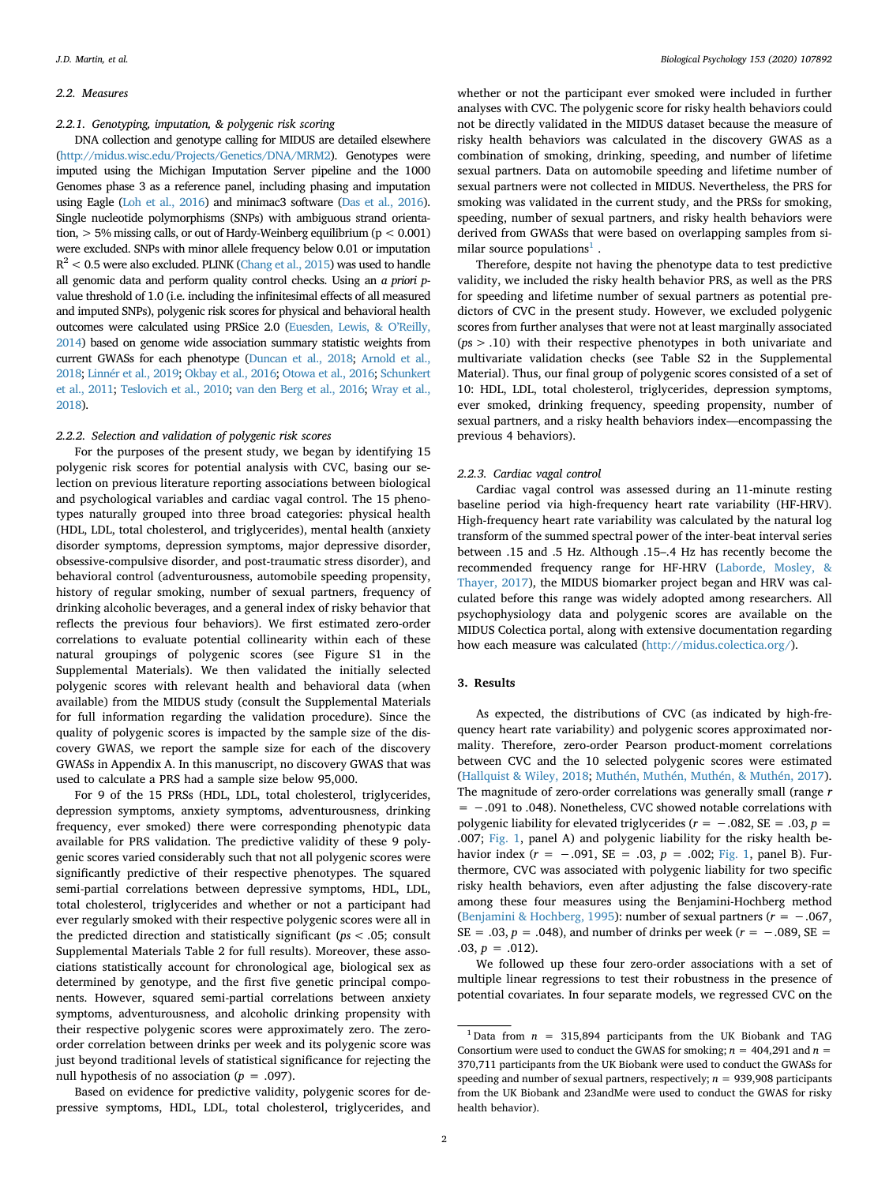### 2.2. Measures

#### 2.2.1. Genotyping, imputation, & polygenic risk scoring

DNA collection and genotype calling for MIDUS are detailed elsewhere (http://midus.wisc.edu/Projects/Genetics/DNA/MRM2). Genotypes were imputed using the Michigan Imputation Server pipeline and the 1000 Genomes phase 3 as a reference panel, including phasing and imputation using Eagle (Loh et al., 2016) and minimac3 software (Das et al., 2016). Single nucleotide polymorphisms (SNPs) with ambiguous strand orientation, > 5% missing calls, or out of Hardy-Weinberg equilibrium ($p < 0.001$) were excluded. SNPs with minor allele frequency below 0.01 or imputation $R^2 < 0.5$ were also excluded. PLINK (Chang et al., 2015) was used to handle all genomic data and perform quality control checks. Using an *a priori p*-value threshold of 1.0 (i.e. including the infinitesimal effects of all measured and imputed SNPs), polygenic risk scores for physical and behavioral health outcomes were calculated using PRSice 2.0 (Euesden, Lewis, & O'Reilly, 2014) based on genome wide association summary statistic weights from current GWASs for each phenotype (Duncan et al., 2018; Arnold et al., 2018; Linnér et al., 2019; Okbay et al., 2016; Otowa et al., 2016; Schunkert et al., 2011; Teslovich et al., 2010; van den Berg et al., 2016; Wray et al., 2018).

#### 2.2.2. Selection and validation of polygenic risk scores

For the purposes of the present study, we began by identifying 15 polygenic risk scores for potential analysis with CVC, basing our selection on previous literature reporting associations between biological and psychological variables and cardiac vagal control. The 15 phenotypes naturally grouped into three broad categories: physical health (HDL, LDL, total cholesterol, and triglycerides), mental health (anxiety disorder symptoms, depression symptoms, major depressive disorder, obsessive-compulsive disorder, and post-traumatic stress disorder), and behavioral control (adventurousness, automobile speeding propensity, history of regular smoking, number of sexual partners, frequency of drinking alcoholic beverages, and a general index of risky behavior that reflects the previous four behaviors). We first estimated zero-order correlations to evaluate potential collinearity within each of these natural groupings of polygenic scores (see Figure S1 in the Supplemental Materials). We then validated the initially selected polygenic scores with relevant health and behavioral data (when available) from the MIDUS study (consult the Supplemental Materials for full information regarding the validation procedure). Since the quality of polygenic scores is impacted by the sample size of the discovery GWAS, we report the sample size for each of the discovery GWASs in Appendix A. In this manuscript, no discovery GWAS that was used to calculate a PRS had a sample size below 95,000.

For 9 of the 15 PRSs (HDL, LDL, total cholesterol, triglycerides, depression symptoms, anxiety symptoms, adventurousness, drinking frequency, ever smoked) there were corresponding phenotypic data available for PRS validation. The predictive validity of these 9 polygenic scores varied considerably such that not all polygenic scores were significantly predictive of their respective phenotypes. The squared semi-partial correlations between depressive symptoms, HDL, LDL, total cholesterol, triglycerides and whether or not a participant had ever regularly smoked with their respective polygenic scores were all in the predicted direction and statistically significant ($ps < .05$; consult Supplemental Materials Table 2 for full results). Moreover, these associations statistically account for chronological age, biological sex as determined by genotype, and the first five genetic principal components. However, squared semi-partial correlations between anxiety symptoms, adventurousness, and alcoholic drinking propensity with their respective polygenic scores were approximately zero. The zero-order correlation between drinks per week and its polygenic score was just beyond traditional levels of statistical significance for rejecting the null hypothesis of no association ($p = .097$).

Based on evidence for predictive validity, polygenic scores for depressive symptoms, HDL, LDL, total cholesterol, triglycerides, and whether or not the participant ever smoked were included in further analyses with CVC. The polygenic score for risky health behaviors could not be directly validated in the MIDUS dataset because the measure of risky health behaviors was calculated in the discovery GWAS as a combination of smoking, drinking, speeding, and number of lifetime sexual partners. Data on automobile speeding and lifetime number of sexual partners were not collected in MIDUS. Nevertheless, the PRS for smoking was validated in the current study, and the PRSs for smoking, speeding, number of sexual partners, and risky health behaviors were derived from GWASs that were based on overlapping samples from similar source populations[1] .

Therefore, despite not having the phenotype data to test predictive validity, we included the risky health behavior PRS, as well as the PRS for speeding and lifetime number of sexual partners as potential predictors of CVC in the present study. However, we excluded polygenic scores from further analyses that were not at least marginally associated ($ps > .10$) with their respective phenotypes in both univariate and multivariate validation checks (see Table S2 in the Supplemental Material). Thus, our final group of polygenic scores consisted of a set of 10: HDL, LDL, total cholesterol, triglycerides, depression symptoms, ever smoked, drinking frequency, speeding propensity, number of sexual partners, and a risky health behaviors index—encompassing the previous 4 behaviors).

#### 2.2.3. Cardiac vagal control

Cardiac vagal control was assessed during an 11-minute resting baseline period via high-frequency heart rate variability (HF-HRV). High-frequency heart rate variability was calculated by the natural log transform of the summed spectral power of the inter-beat interval series between .15 and .5 Hz. Although .15–.4 Hz has recently become the recommended frequency range for HF-HRV (Laborde, Mosley, & Thayer, 2017), the MIDUS biomarker project began and HRV was calculated before this range was widely adopted among researchers. All psychophysiology data and polygenic scores are available on the MIDUS Colectica portal, along with extensive documentation regarding how each measure was calculated (http://midus.colectica.org/).

## 3. Results

As expected, the distributions of CVC (as indicated by high-frequency heart rate variability) and polygenic scores approximated normality. Therefore, zero-order Pearson product-moment correlations between CVC and the 10 selected polygenic scores were estimated (Hallquist & Wiley, 2018; Muthén, Muthén, Muthén, & Muthén, 2017). The magnitude of zero-order correlations was generally small (range $r = -.091$ to .048). Nonetheless, CVC showed notable correlations with polygenic liability for elevated triglycerides ($r = -.082$, SE = .03, $p = .007$; Fig. 1, panel A) and polygenic liability for the risky health behavior index ($r = -.091$, SE = .03, $p = .002$; Fig. 1, panel B). Furthermore, CVC was associated with polygenic liability for two specific risky health behaviors, even after adjusting the false discovery-rate among these four measures using the Benjamini-Hochberg method (Benjamini & Hochberg, 1995): number of sexual partners ($r = -.067$, SE = .03, $p = .048$), and number of drinks per week ($r = -.089$, SE = .03, $p = .012$).

We followed up these four zero-order associations with a set of multiple linear regressions to test their robustness in the presence of potential covariates. In four separate models, we regressed CVC on the

---

[1] Data from $n$ = 315,894 participants from the UK Biobank and TAG Consortium were used to conduct the GWAS for smoking; $n$ = 404,291 and $n$ = 370,711 participants from the UK Biobank were used to conduct the GWASs for speeding and number of sexual partners, respectively; $n$ = 939,908 participants from the UK Biobank and 23andMe were used to conduct the GWAS for risky health behavior).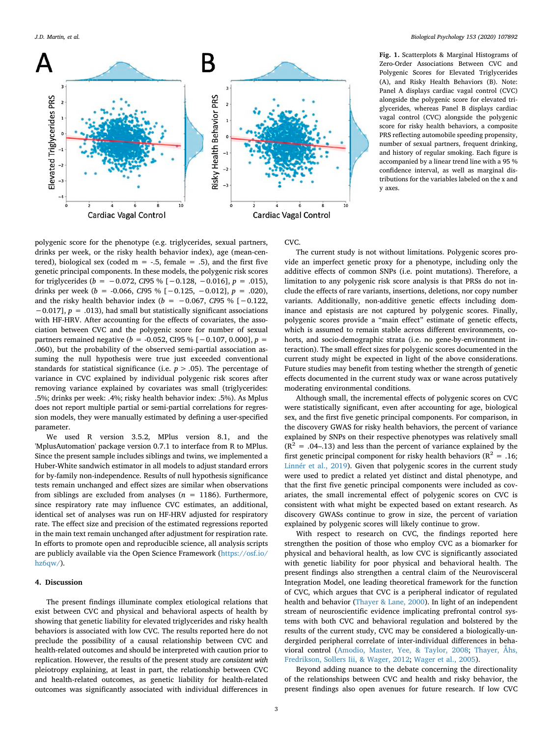**Fig. 1.** Scatterplots & Marginal Histograms of Zero-Order Associations Between CVC and Polygenic Scores for Elevated Triglycerides (A), and Risky Health Behaviors (B). Note: Panel A displays cardiac vagal control (CVC) alongside the polygenic score for elevated triglycerides, whereas Panel B displays cardiac vagal control (CVC) alongside the polygenic score for risky health behaviors, a composite PRS reflecting automobile speeding propensity, number of sexual partners, frequent drinking, and history of regular smoking. Each figure is accompanied by a linear trend line with a 95 % confidence interval, as well as marginal distributions for the variables labeled on the x and y axes.

polygenic score for the phenotype (e.g. triglycerides, sexual partners, drinks per week, or the risky health behavior index), age (mean-centered), biological sex (coded m = -.5, female = .5), and the first five genetic principal components. In these models, the polygenic risk scores for triglycerides ($b = -0.072$, $CI95\,\%$ $[-0.128, -0.016]$, $p = .015$), drinks per week ($b = -0.066$, $CI95\,\%$ $[-0.125, -0.012]$, $p = .020$), and the risky health behavior index ($b = -0.067$, $CI95\,\%$ $[-0.122, -0.017]$, $p = .013$), had small but statistically significant associations with HF-HRV. After accounting for the effects of covariates, the association between CVC and the polygenic score for number of sexual partners remained negative ($b = -0.052$, CI95 % $[-0.107, 0.000]$, $p = .060$), but the probability of the observed semi-partial association assuming the null hypothesis were true just exceeded conventional standards for statistical significance (i.e. $p > .05$). The percentage of variance in CVC explained by individual polygenic risk scores after removing variance explained by covariates was small (triglycerides: .5%; drinks per week: .4%; risky health behavior index: .5%). As Mplus does not report multiple partial or semi-partial correlations for regression models, they were manually estimated by defining a user-specified parameter.

We used R version 3.5.2, MPlus version 8.1, and the 'MplusAutomation' package version 0.7.1 to interface from R to MPlus. Since the present sample includes siblings and twins, we implemented a Huber-White sandwich estimator in all models to adjust standard errors for by-family non-independence. Results of null hypothesis significance tests remain unchanged and effect sizes are similar when observations from siblings are excluded from analyses ($n = 1186$). Furthermore, since respiratory rate may influence CVC estimates, an additional, identical set of analyses was run on HF-HRV adjusted for respiratory rate. The effect size and precision of the estimated regressions reported in the main text remain unchanged after adjustment for respiration rate. In efforts to promote open and reproducible science, all analysis scripts are publicly available via the Open Science Framework (https://osf.io/hz6qw/).

## 4. Discussion

The present findings illuminate complex etiological relations that exist between CVC and physical and behavioral aspects of health by showing that genetic liability for elevated triglycerides and risky health behaviors is associated with low CVC. The results reported here do not preclude the possibility of a causal relationship between CVC and health-related outcomes and should be interpreted with caution prior to replication. However, the results of the present study are *consistent with* pleiotropy explaining, at least in part, the relationship between CVC and health-related outcomes, as genetic liability for health-related outcomes was significantly associated with individual differences in CVC.

The current study is not without limitations. Polygenic scores provide an imperfect genetic proxy for a phenotype, including only the additive effects of common SNPs (i.e. point mutations). Therefore, a limitation to any polygenic risk score analysis is that PRSs do not include the effects of rare variants, insertions, deletions, nor copy number variants. Additionally, non-additive genetic effects including dominance and epistasis are not captured by polygenic scores. Finally, polygenic scores provide a "main effect" estimate of genetic effects, which is assumed to remain stable across different environments, cohorts, and socio-demographic strata (i.e. no gene-by-environment interaction). The small effect sizes for polygenic scores documented in the current study might be expected in light of the above considerations. Future studies may benefit from testing whether the strength of genetic effects documented in the current study wax or wane across putatively moderating environmental conditions.

Although small, the incremental effects of polygenic scores on CVC were statistically significant, even after accounting for age, biological sex, and the first five genetic principal components. For comparison, in the discovery GWAS for risky health behaviors, the percent of variance explained by SNPs on their respective phenotypes was relatively small ($R^2 = .04$–$.13$) and less than the percent of variance explained by the first genetic principal component for risky health behaviors ($R^2 = .16$; Linnér et al., 2019). Given that polygenic scores in the current study were used to predict a related yet distinct and distal phenotype, and that the first five genetic principal components were included as covariates, the small incremental effect of polygenic scores on CVC is consistent with what might be expected based on extant research. As discovery GWASs continue to grow in size, the percent of variation explained by polygenic scores will likely continue to grow.

With respect to research on CVC, the findings reported here strengthen the position of those who employ CVC as a biomarker for physical and behavioral health, as low CVC is significantly associated with genetic liability for poor physical and behavioral health. The present findings also strengthen a central claim of the Neurovisceral Integration Model, one leading theoretical framework for the function of CVC, which argues that CVC is a peripheral indicator of regulated health and behavior (Thayer & Lane, 2000). In light of an independent stream of neuroscientific evidence implicating prefrontal control systems with both CVC and behavioral regulation and bolstered by the results of the current study, CVC may be considered a biologically-undergirded peripheral correlate of inter-individual differences in behavioral control (Amodio, Master, Yee, & Taylor, 2008; Thayer, Åhs, Fredrikson, Sollers Iii, & Wager, 2012; Wager et al., 2005).

Beyond adding nuance to the debate concerning the directionality of the relationships between CVC and health and risky behavior, the present findings also open avenues for future research. If low CVC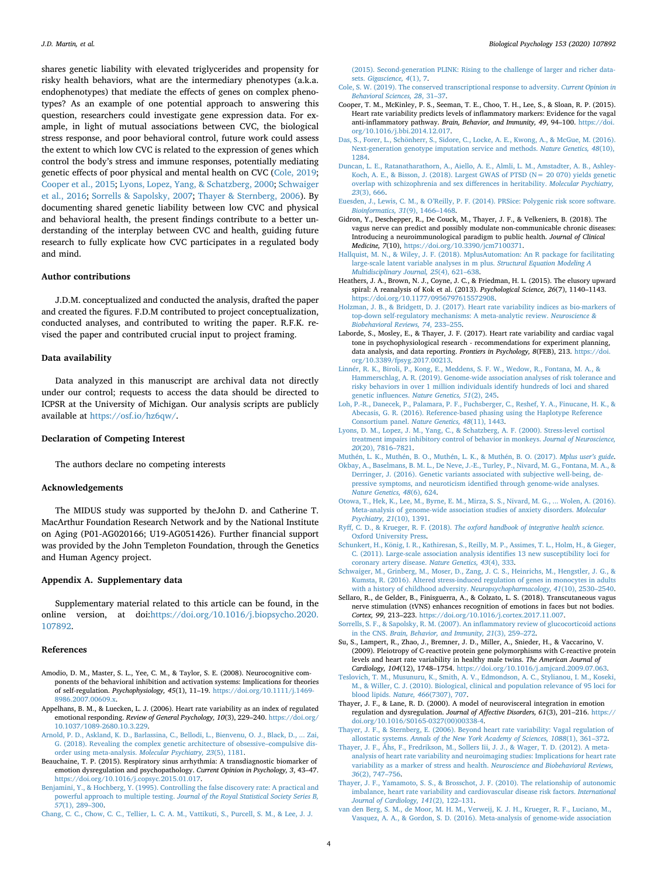shares genetic liability with elevated triglycerides and propensity for risky health behaviors, what are the intermediary phenotypes (a.k.a. endophenotypes) that mediate the effects of genes on complex phenotypes? As an example of one potential approach to answering this question, researchers could investigate gene expression data. For example, in light of mutual associations between CVC, the biological stress response, and poor behavioral control, future work could assess the extent to which low CVC is related to the expression of genes which control the body's stress and immune responses, potentially mediating genetic effects of poor physical and mental health on CVC (Cole, 2019; Cooper et al., 2015; Lyons, Lopez, Yang, & Schatzberg, 2000; Schwaiger et al., 2016; Sorrells & Sapolsky, 2007; Thayer & Sternberg, 2006). By documenting shared genetic liability between low CVC and physical and behavioral health, the present findings contribute to a better understanding of the interplay between CVC and health, guiding future research to fully explicate how CVC participates in a regulated body and mind.

## Author contributions

J.D.M. conceptualized and conducted the analysis, drafted the paper and created the figures. F.D.M contributed to project conceptualization, conducted analyses, and contributed to writing the paper. R.F.K. revised the paper and contributed crucial input to project framing.

## Data availability

Data analyzed in this manuscript are archival data not directly under our control; requests to access the data should be directed to ICPSR at the University of Michigan. Our analysis scripts are publicly available at https://osf.io/hz6qw/.

## Declaration of Competing Interest

The authors declare no competing interests

## Acknowledgements

The MIDUS study was supported by theJohn D. and Catherine T. MacArthur Foundation Research Network and by the National Institute on Aging (P01-AG020166; U19-AG051426). Further financial support was provided by the John Templeton Foundation, through the Genetics and Human Agency project.

## Appendix A. Supplementary data

Supplementary material related to this article can be found, in the online version, at doi:https://doi.org/10.1016/j.biopsycho.2020.107892.

## References

Amodio, D. M., Master, S. L., Yee, C. M., & Taylor, S. E. (2008). Neurocognitive components of the behavioral inhibition and activation systems: Implications for theories of self-regulation. *Psychophysiology, 45*(1), 11–19. https://doi.org/10.1111/j.1469-8986.2007.00609.x.

Appelhans, B. M., & Luecken, L. J. (2006). Heart rate variability as an index of regulated emotional responding. *Review of General Psychology, 10*(3), 229–240. https://doi.org/10.1037/1089-2680.10.3.229.

Arnold, P. D., Askland, K. D., Barlassina, C., Bellodi, L., Bienvenu, O. J., Black, D., ... Zai, G. (2018). Revealing the complex genetic architecture of obsessive–compulsive disorder using meta-analysis. *Molecular Psychiatry, 23*(5), 1181.

Beauchaine, T. P. (2015). Respiratory sinus arrhythmia: A transdiagnostic biomarker of emotion dysregulation and psychopathology. *Current Opinion in Psychology, 3*, 43–47. https://doi.org/10.1016/j.copsyc.2015.01.017.

Benjamini, Y., & Hochberg, Y. (1995). Controlling the false discovery rate: A practical and powerful approach to multiple testing. *Journal of the Royal Statistical Society Series B, 57*(1), 289–300.

Chang, C. C., Chow, C. C., Tellier, L. C. A. M., Vattikuti, S., Purcell, S. M., & Lee, J. J. (2015). Second-generation PLINK: Rising to the challenge of larger and richer datasets. *Gigascience, 4*(1), 7.

Cole, S. W. (2019). The conserved transcriptional response to adversity. *Current Opinion in Behavioral Sciences, 28*, 31–37.

Cooper, T. M., McKinley, P. S., Seeman, T. E., Choo, T. H., Lee, S., & Sloan, R. P. (2015). Heart rate variability predicts levels of inflammatory markers: Evidence for the vagal anti-inflammatory pathway. *Brain, Behavior, and Immunity, 49*, 94–100. https://doi.org/10.1016/j.bbi.2014.12.017.

Das, S., Forer, L., Schönherr, S., Sidore, C., Locke, A. E., Kwong, A., & McGue, M. (2016). Next-generation genotype imputation service and methods. *Nature Genetics, 48*(10), 1284.

Duncan, L. E., Ratanatharathorn, A., Aiello, A. E., Almli, L. M., Amstadter, A. B., Ashley-Koch, A. E., & Bisson, J. (2018). Largest GWAS of PTSD (N= 20 070) yields genetic overlap with schizophrenia and sex differences in heritability. *Molecular Psychiatry, 23*(3), 666.

Euesden, J., Lewis, C. M., & O'Reilly, P. F. (2014). PRSice: Polygenic risk score software. *Bioinformatics, 31*(9), 1466–1468.

Gidron, Y., Deschepper, R., De Couck, M., Thayer, J. F., & Velkeniers, B. (2018). The vagus nerve can predict and possibly modulate non-communicable chronic diseases: Introducing a neuroimmunological paradigm to public health. *Journal of Clinical Medicine, 7*(10), https://doi.org/10.3390/jcm7100371.

Hallquist, M. N., & Wiley, J. F. (2018). MplusAutomation: An R package for facilitating large-scale latent variable analyses in m plus. *Structural Equation Modeling A Multidisciplinary Journal, 25*(4), 621–638.

Heathers, J. A., Brown, N. J., Coyne, J. C., & Friedman, H. L. (2015). The elusory upward spiral: A reanalysis of Kok et al. (2013). *Psychological Science, 26*(7), 1140–1143. https://doi.org/10.1177/0956797615572908.

Holzman, J. B., & Bridgett, D. J. (2017). Heart rate variability indices as bio-markers of top-down self-regulatory mechanisms: A meta-analytic review. *Neuroscience & Biobehavioral Reviews, 74*, 233–255.

Laborde, S., Mosley, E., & Thayer, J. F. (2017). Heart rate variability and cardiac vagal tone in psychophysiological research - recommendations for experiment planning, data analysis, and data reporting. *Frontiers in Psychology, 8*(FEB), 213. https://doi.org/10.3389/fpsyg.2017.00213.

Linnér, R. K., Biroli, P., Kong, E., Meddens, S. F. W., Wedow, R., Fontana, M. A., & Hammerschlag, A. R. (2019). Genome-wide association analyses of risk tolerance and risky behaviors in over 1 million individuals identify hundreds of loci and shared genetic influences. *Nature Genetics, 51*(2), 245.

Loh, P.-R., Danecek, P., Palamara, P. F., Fuchsberger, C., Reshef, Y. A., Finucane, H. K., & Abecasis, G. R. (2016). Reference-based phasing using the Haplotype Reference Consortium panel. *Nature Genetics, 48*(11), 1443.

Lyons, D. M., Lopez, J. M., Yang, C., & Schatzberg, A. F. (2000). Stress-level cortisol treatment impairs inhibitory control of behavior in monkeys. *Journal of Neuroscience, 20*(20), 7816–7821.

Muthén, L. K., Muthén, B. O., Muthén, L. K., & Muthén, B. O. (2017). *Mplus user's guide*.

Okbay, A., Baselmans, B. M. L., De Neve, J.-E., Turley, P., Nivard, M. G., Fontana, M. A., & Derringer, J. (2016). Genetic variants associated with subjective well-being, depressive symptoms, and neuroticism identified through genome-wide analyses. *Nature Genetics, 48*(6), 624.

Otowa, T., Hek, K., Lee, M., Byrne, E. M., Mirza, S. S., Nivard, M. G., ... Wolen, A. (2016). Meta-analysis of genome-wide association studies of anxiety disorders. *Molecular Psychiatry, 21*(10), 1391.

Ryff, C. D., & Krueger, R. F. (2018). *The oxford handbook of integrative health science*. Oxford University Press.

Schunkert, H., König, I. R., Kathiresan, S., Reilly, M. P., Assimes, T. L., Holm, H., & Gieger, C. (2011). Large-scale association analysis identifies 13 new susceptibility loci for coronary artery disease. *Nature Genetics, 43*(4), 333.

Schwaiger, M., Grinberg, M., Moser, D., Zang, J. C. S., Heinrichs, M., Hengstler, J. G., & Kumsta, R. (2016). Altered stress-induced regulation of genes in monocytes in adults with a history of childhood adversity. *Neuropsychopharmacology, 41*(10), 2530–2540.

Sellaro, R., de Gelder, B., Finisguerra, A., & Colzato, L. S. (2018). Transcutaneous vagus nerve stimulation (tVNS) enhances recognition of emotions in faces but not bodies. *Cortex, 99*, 213–223. https://doi.org/10.1016/j.cortex.2017.11.007.

Sorrells, S. F., & Sapolsky, R. M. (2007). An inflammatory review of glucocorticoid actions in the CNS. *Brain, Behavior, and Immunity, 21*(3), 259–272.

Su, S., Lampert, R., Zhao, J., Bremner, J. D., Miller, A., Snieder, H., & Vaccarino, V. (2009). Pleiotropy of C-reactive protein gene polymorphisms with C-reactive protein levels and heart rate variability in healthy male twins. *The American Journal of Cardiology, 104*(12), 1748–1754. https://doi.org/10.1016/j.amjcard.2009.07.063.

Teslovich, T. M., Musunuru, K., Smith, A. V., Edmondson, A. C., Stylianou, I. M., Koseki, M., & Willer, C. J. (2010). Biological, clinical and population relevance of 95 loci for blood lipids. *Nature, 466*(7307), 707.

Thayer, J. F., & Lane, R. D. (2000). A model of neurovisceral integration in emotion regulation and dysregulation. *Journal of Affective Disorders, 61*(3), 201–216. https://doi.org/10.1016/S0165-0327(00)00338-4.

Thayer, J. F., & Sternberg, E. (2006). Beyond heart rate variability: Vagal regulation of allostatic systems. *Annals of the New York Academy of Sciences, 1088*(1), 361–372.

Thayer, J. F., Åhs, F., Fredrikson, M., Sollers Iii, J. J., & Wager, T. D. (2012). A meta-analysis of heart rate variability and neuroimaging studies: Implications for heart rate variability as a marker of stress and health. *Neuroscience and Biobehavioral Reviews, 36*(2), 747–756.

Thayer, J. F., Yamamoto, S. S., & Brosschot, J. F. (2010). The relationship of autonomic imbalance, heart rate variability and cardiovascular disease risk factors. *International Journal of Cardiology, 141*(2), 122–131.

van den Berg, S. M., de Moor, M. H. M., Verweij, K. J. H., Krueger, R. F., Luciano, M., Vasquez, A. A., & Gordon, S. D. (2016). Meta-analysis of genome-wide association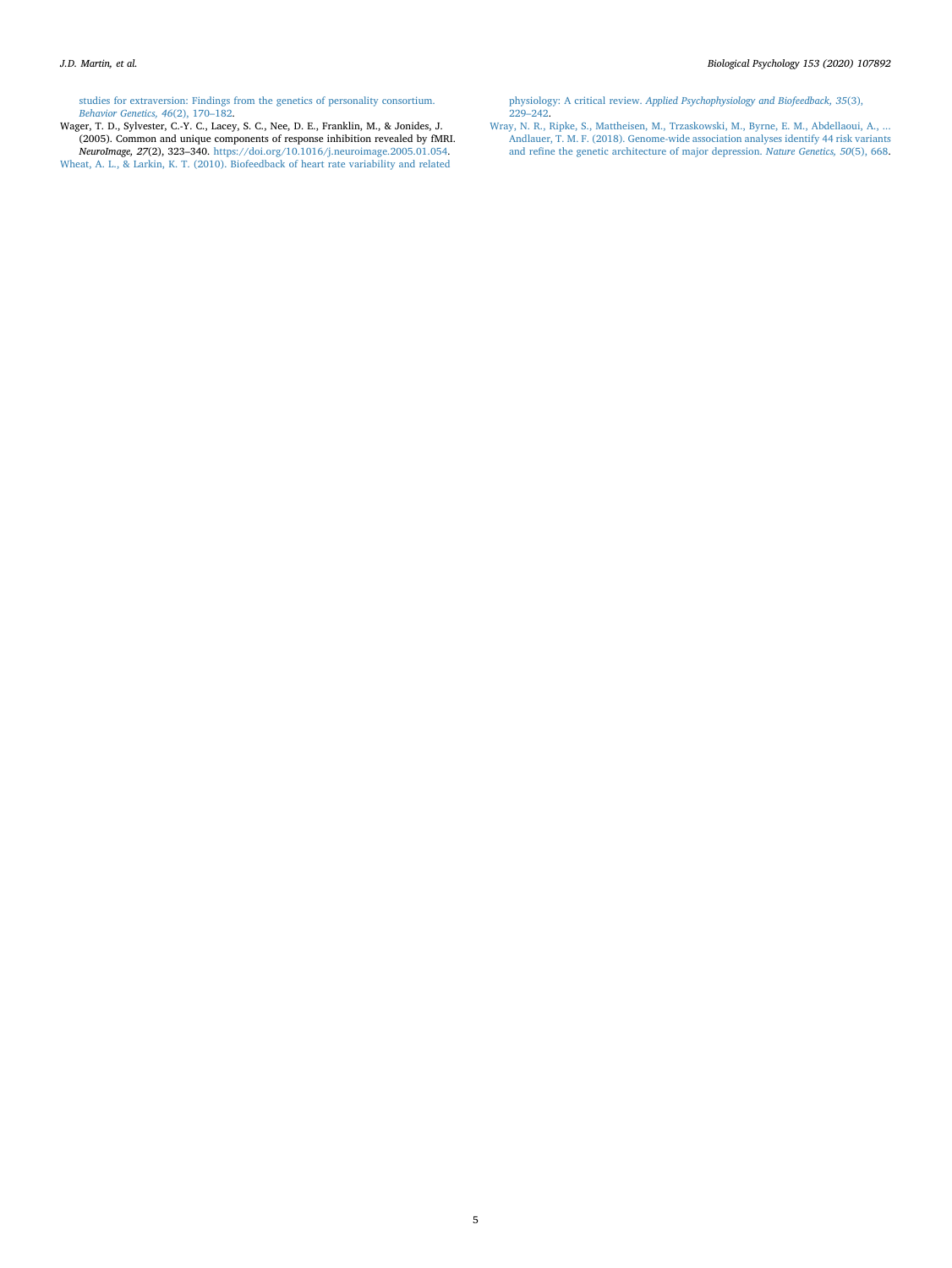studies for extraversion: Findings from the genetics of personality consortium. *Behavior Genetics, 46*(2), 170–182.

Wager, T. D., Sylvester, C.-Y. C., Lacey, S. C., Nee, D. E., Franklin, M., & Jonides, J. (2005). Common and unique components of response inhibition revealed by fMRI. *NeuroImage, 27*(2), 323–340. https://doi.org/10.1016/j.neuroimage.2005.01.054.

Wheat, A. L., & Larkin, K. T. (2010). Biofeedback of heart rate variability and related physiology: A critical review. *Applied Psychophysiology and Biofeedback, 35*(3), 229–242.

Wray, N. R., Ripke, S., Mattheisen, M., Trzaskowski, M., Byrne, E. M., Abdellaoui, A., ... Andlauer, T. M. F. (2018). Genome-wide association analyses identify 44 risk variants and refine the genetic architecture of major depression. *Nature Genetics, 50*(5), 668.